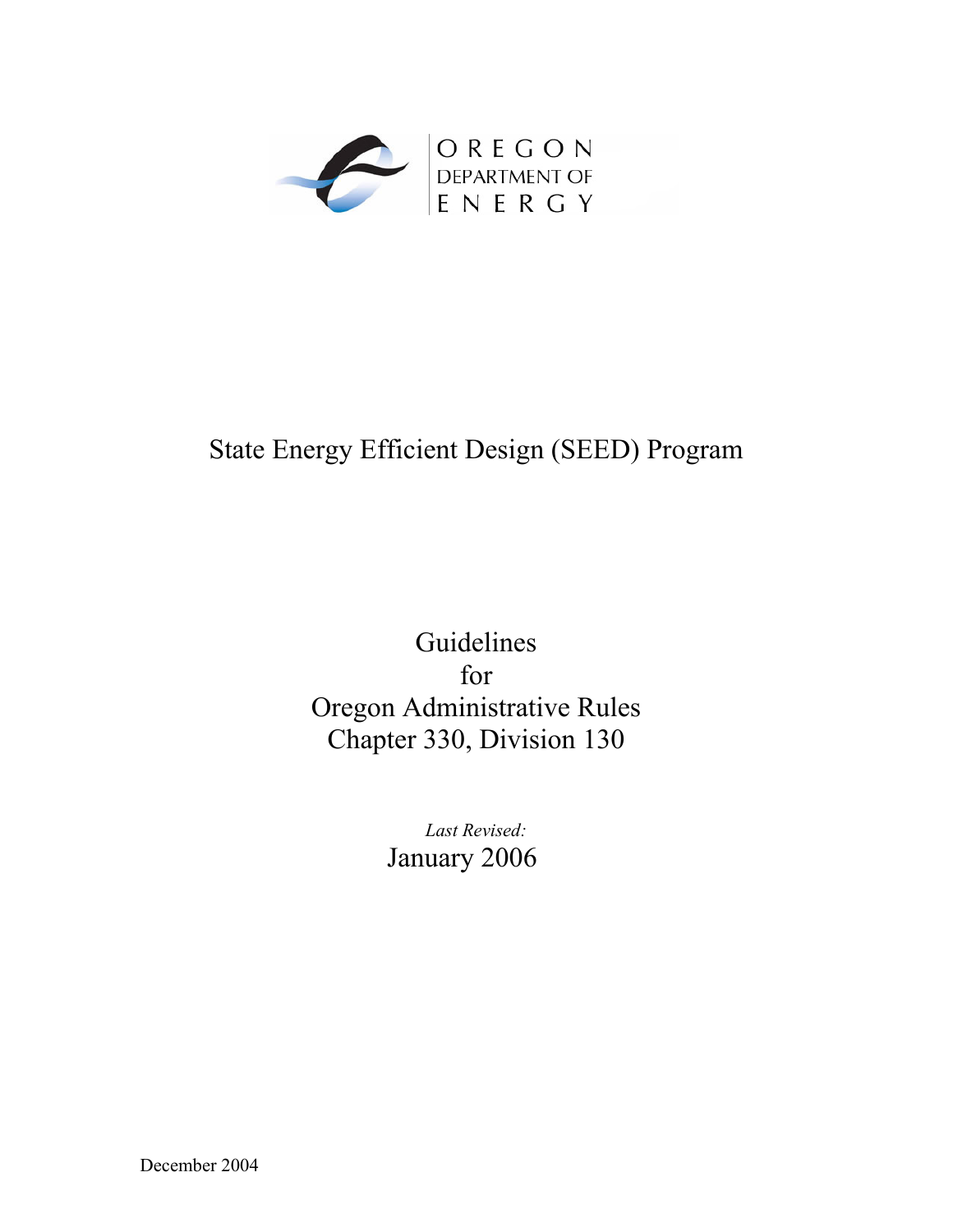OREGON
DEPARTMENT OF
ENERGY

# State Energy Efficient Design (SEED) Program

## Guidelines for Oregon Administrative Rules Chapter 330, Division 130

*Last Revised:*
January 2006

December 2004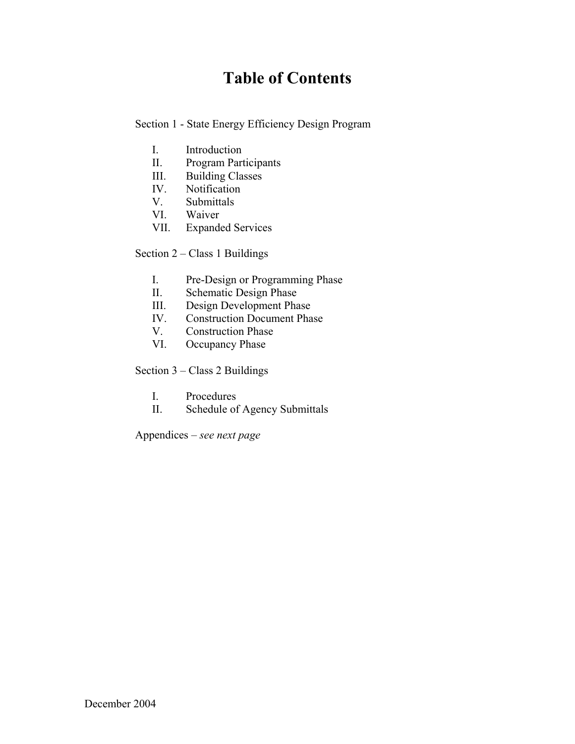# Table of Contents

Section 1 - State Energy Efficiency Design Program

- I. Introduction
- II. Program Participants
- III. Building Classes
- IV. Notification
- V. Submittals
- VI. Waiver
- VII. Expanded Services

Section 2 – Class 1 Buildings

- I. Pre-Design or Programming Phase
- II. Schematic Design Phase
- III. Design Development Phase
- IV. Construction Document Phase
- V. Construction Phase
- VI. Occupancy Phase

Section 3 – Class 2 Buildings

- I. Procedures
- II. Schedule of Agency Submittals

Appendices – *see next page*

December 2004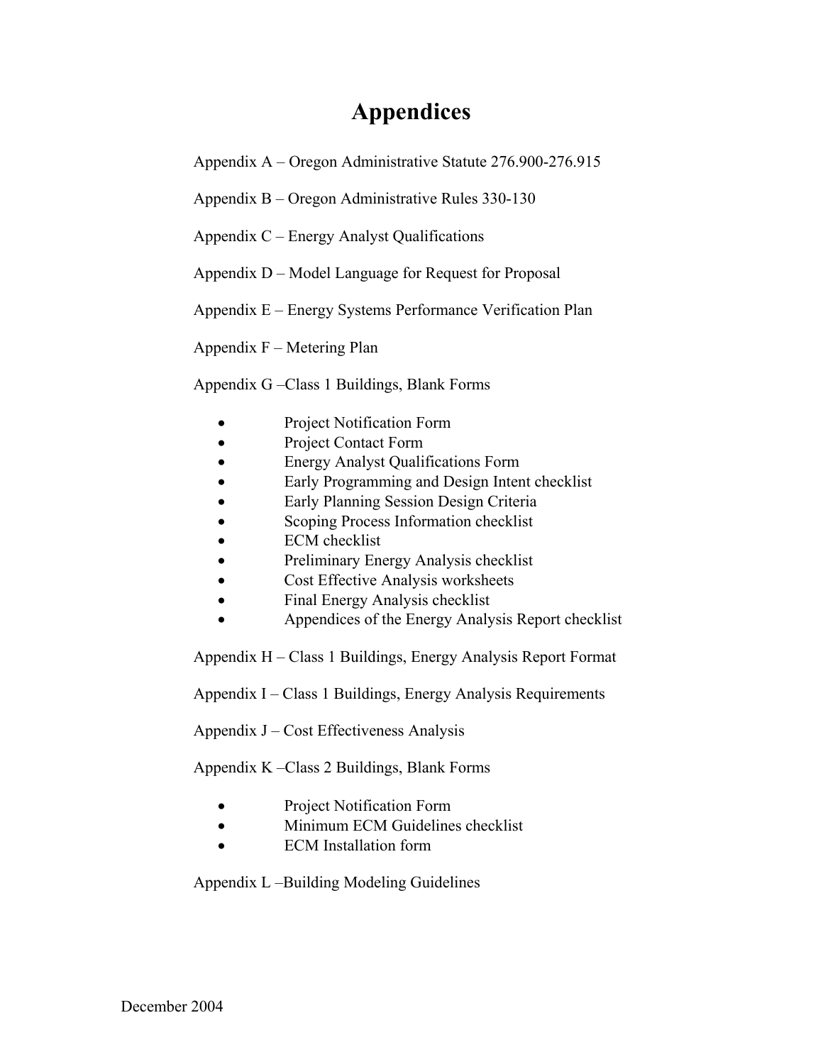# Appendices

Appendix A – Oregon Administrative Statute 276.900-276.915

Appendix B – Oregon Administrative Rules 330-130

Appendix C – Energy Analyst Qualifications

Appendix D – Model Language for Request for Proposal

Appendix E – Energy Systems Performance Verification Plan

Appendix F – Metering Plan

Appendix G –Class 1 Buildings, Blank Forms

- Project Notification Form
- Project Contact Form
- Energy Analyst Qualifications Form
- Early Programming and Design Intent checklist
- Early Planning Session Design Criteria
- Scoping Process Information checklist
- ECM checklist
- Preliminary Energy Analysis checklist
- Cost Effective Analysis worksheets
- Final Energy Analysis checklist
- Appendices of the Energy Analysis Report checklist

Appendix H – Class 1 Buildings, Energy Analysis Report Format

Appendix I – Class 1 Buildings, Energy Analysis Requirements

Appendix J – Cost Effectiveness Analysis

Appendix K –Class 2 Buildings, Blank Forms

- Project Notification Form
- Minimum ECM Guidelines checklist
- ECM Installation form

Appendix L –Building Modeling Guidelines